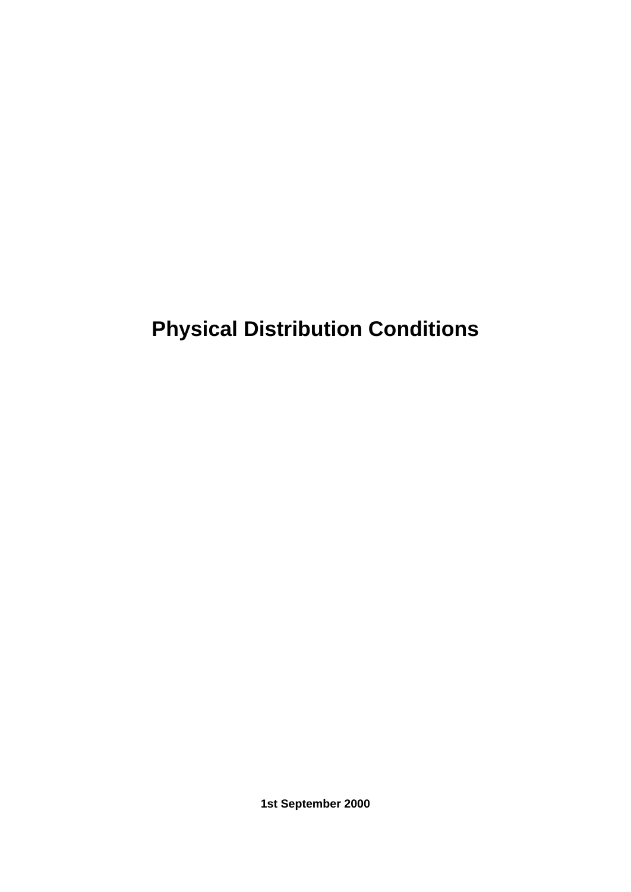# Physical Distribution Conditions

**1st September 2000**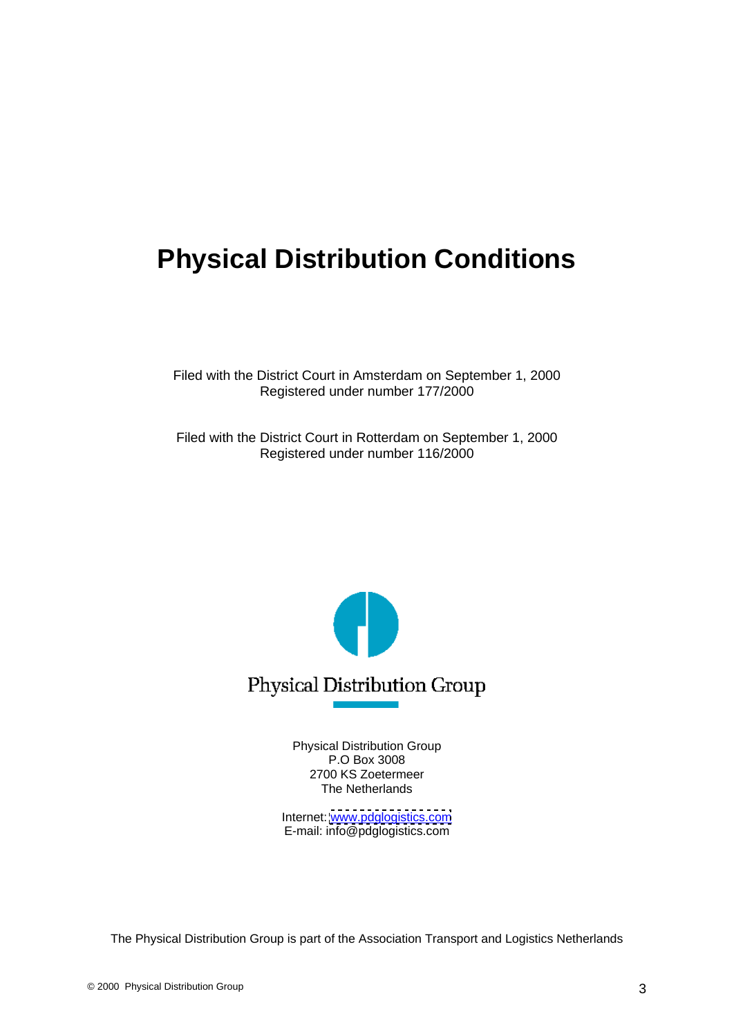# Physical Distribution Conditions

Filed with the District Court in Amsterdam on September 1, 2000
Registered under number 177/2000

Filed with the District Court in Rotterdam on September 1, 2000
Registered under number 116/2000

Physical Distribution Group

Physical Distribution Group
P.O Box 3008
2700 KS Zoetermeer
The Netherlands

Internet: www.pdglogistics.com
E-mail: info@pdglogistics.com

The Physical Distribution Group is part of the Association Transport and Logistics Netherlands

© 2000 Physical Distribution Group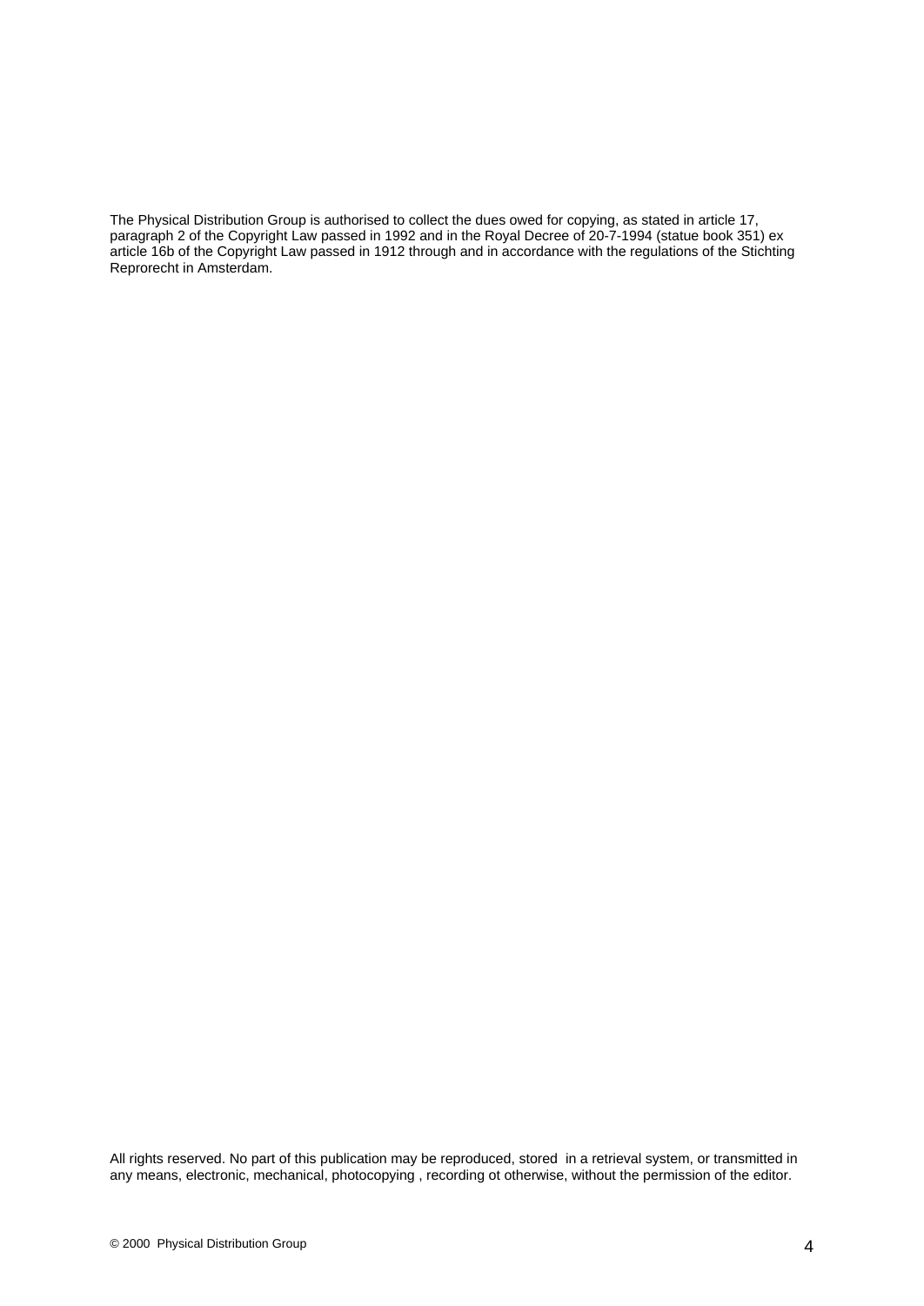The Physical Distribution Group is authorised to collect the dues owed for copying, as stated in article 17, paragraph 2 of the Copyright Law passed in 1992 and in the Royal Decree of 20-7-1994 (statue book 351) ex article 16b of the Copyright Law passed in 1912 through and in accordance with the regulations of the Stichting Reprorecht in Amsterdam.

All rights reserved. No part of this publication may be reproduced, stored in a retrieval system, or transmitted in any means, electronic, mechanical, photocopying , recording ot otherwise, without the permission of the editor.

© 2000 Physical Distribution Group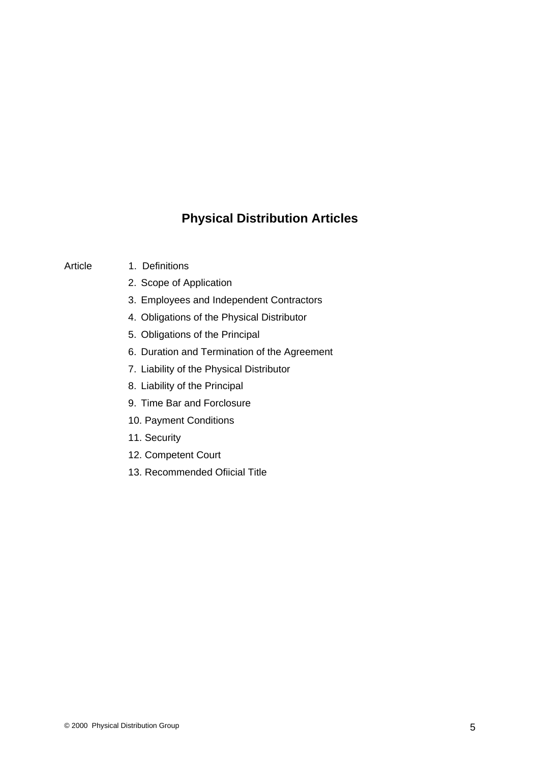# Physical Distribution Articles

Article

1. Definitions
2. Scope of Application
3. Employees and Independent Contractors
4. Obligations of the Physical Distributor
5. Obligations of the Principal
6. Duration and Termination of the Agreement
7. Liability of the Physical Distributor
8. Liability of the Principal
9. Time Bar and Forclosure
10. Payment Conditions
11. Security
12. Competent Court
13. Recommended Ofiicial Title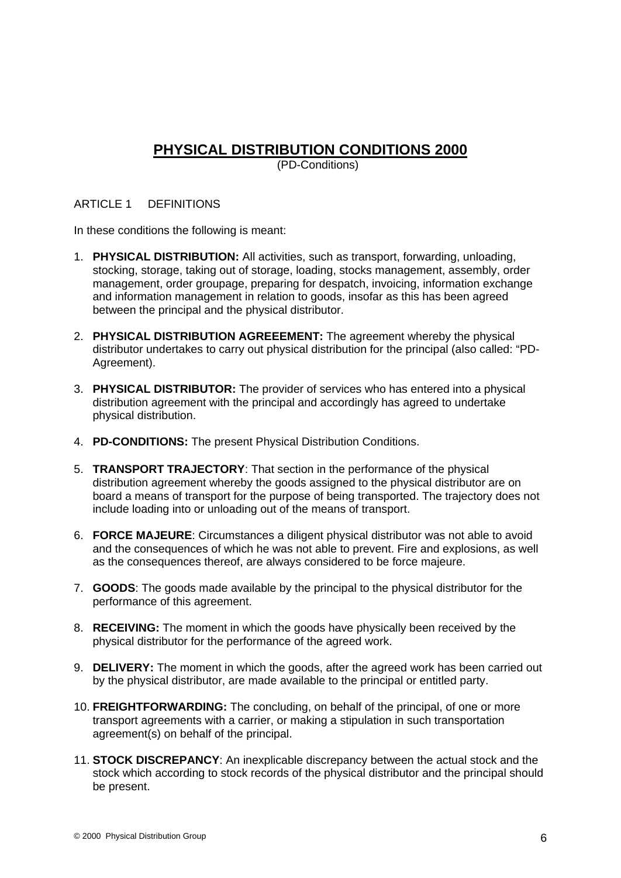# PHYSICAL DISTRIBUTION CONDITIONS 2000

(PD-Conditions)

ARTICLE 1 DEFINITIONS

In these conditions the following is meant:

1. **PHYSICAL DISTRIBUTION:** All activities, such as transport, forwarding, unloading, stocking, storage, taking out of storage, loading, stocks management, assembly, order management, order groupage, preparing for despatch, invoicing, information exchange and information management in relation to goods, insofar as this has been agreed between the principal and the physical distributor.

2. **PHYSICAL DISTRIBUTION AGREEEMENT:** The agreement whereby the physical distributor undertakes to carry out physical distribution for the principal (also called: "PD-Agreement).

3. **PHYSICAL DISTRIBUTOR:** The provider of services who has entered into a physical distribution agreement with the principal and accordingly has agreed to undertake physical distribution.

4. **PD-CONDITIONS:** The present Physical Distribution Conditions.

5. **TRANSPORT TRAJECTORY**: That section in the performance of the physical distribution agreement whereby the goods assigned to the physical distributor are on board a means of transport for the purpose of being transported. The trajectory does not include loading into or unloading out of the means of transport.

6. **FORCE MAJEURE**: Circumstances a diligent physical distributor was not able to avoid and the consequences of which he was not able to prevent. Fire and explosions, as well as the consequences thereof, are always considered to be force majeure.

7. **GOODS**: The goods made available by the principal to the physical distributor for the performance of this agreement.

8. **RECEIVING:** The moment in which the goods have physically been received by the physical distributor for the performance of the agreed work.

9. **DELIVERY:** The moment in which the goods, after the agreed work has been carried out by the physical distributor, are made available to the principal or entitled party.

10. **FREIGHTFORWARDING:** The concluding, on behalf of the principal, of one or more transport agreements with a carrier, or making a stipulation in such transportation agreement(s) on behalf of the principal.

11. **STOCK DISCREPANCY**: An inexplicable discrepancy between the actual stock and the stock which according to stock records of the physical distributor and the principal should be present.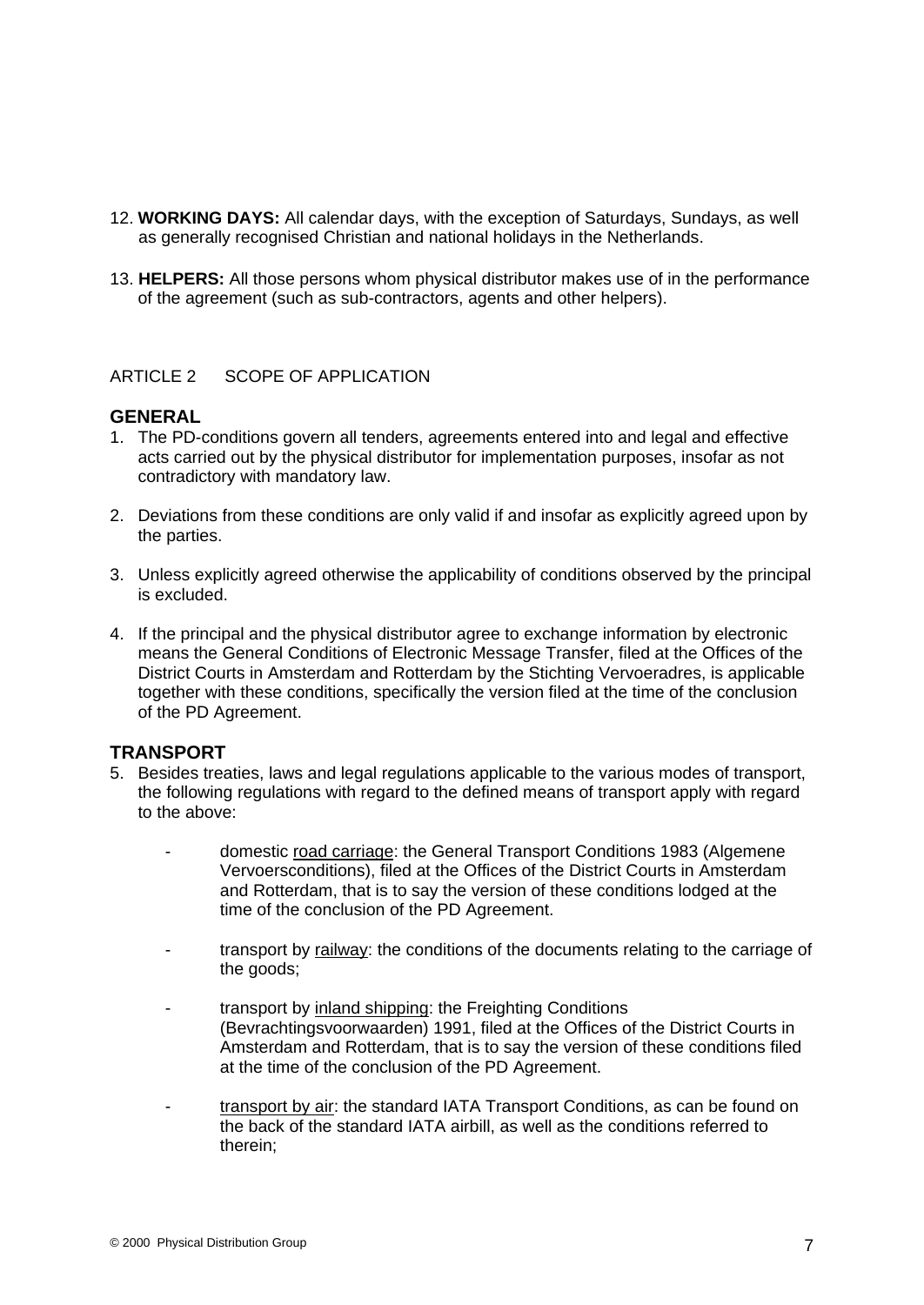12. **WORKING DAYS:** All calendar days, with the exception of Saturdays, Sundays, as well as generally recognised Christian and national holidays in the Netherlands.

13. **HELPERS:** All those persons whom physical distributor makes use of in the performance of the agreement (such as sub-contractors, agents and other helpers).

ARTICLE 2 SCOPE OF APPLICATION

### GENERAL

1. The PD-conditions govern all tenders, agreements entered into and legal and effective acts carried out by the physical distributor for implementation purposes, insofar as not contradictory with mandatory law.

2. Deviations from these conditions are only valid if and insofar as explicitly agreed upon by the parties.

3. Unless explicitly agreed otherwise the applicability of conditions observed by the principal is excluded.

4. If the principal and the physical distributor agree to exchange information by electronic means the General Conditions of Electronic Message Transfer, filed at the Offices of the District Courts in Amsterdam and Rotterdam by the Stichting Vervoeradres, is applicable together with these conditions, specifically the version filed at the time of the conclusion of the PD Agreement.

### TRANSPORT

5. Besides treaties, laws and legal regulations applicable to the various modes of transport, the following regulations with regard to the defined means of transport apply with regard to the above:

   - domestic road carriage: the General Transport Conditions 1983 (Algemene Vervoersconditions), filed at the Offices of the District Courts in Amsterdam and Rotterdam, that is to say the version of these conditions lodged at the time of the conclusion of the PD Agreement.

   - transport by railway: the conditions of the documents relating to the carriage of the goods;

   - transport by inland shipping: the Freighting Conditions (Bevrachtingsvoorwaarden) 1991, filed at the Offices of the District Courts in Amsterdam and Rotterdam, that is to say the version of these conditions filed at the time of the conclusion of the PD Agreement.

   - transport by air: the standard IATA Transport Conditions, as can be found on the back of the standard IATA airbill, as well as the conditions referred to therein;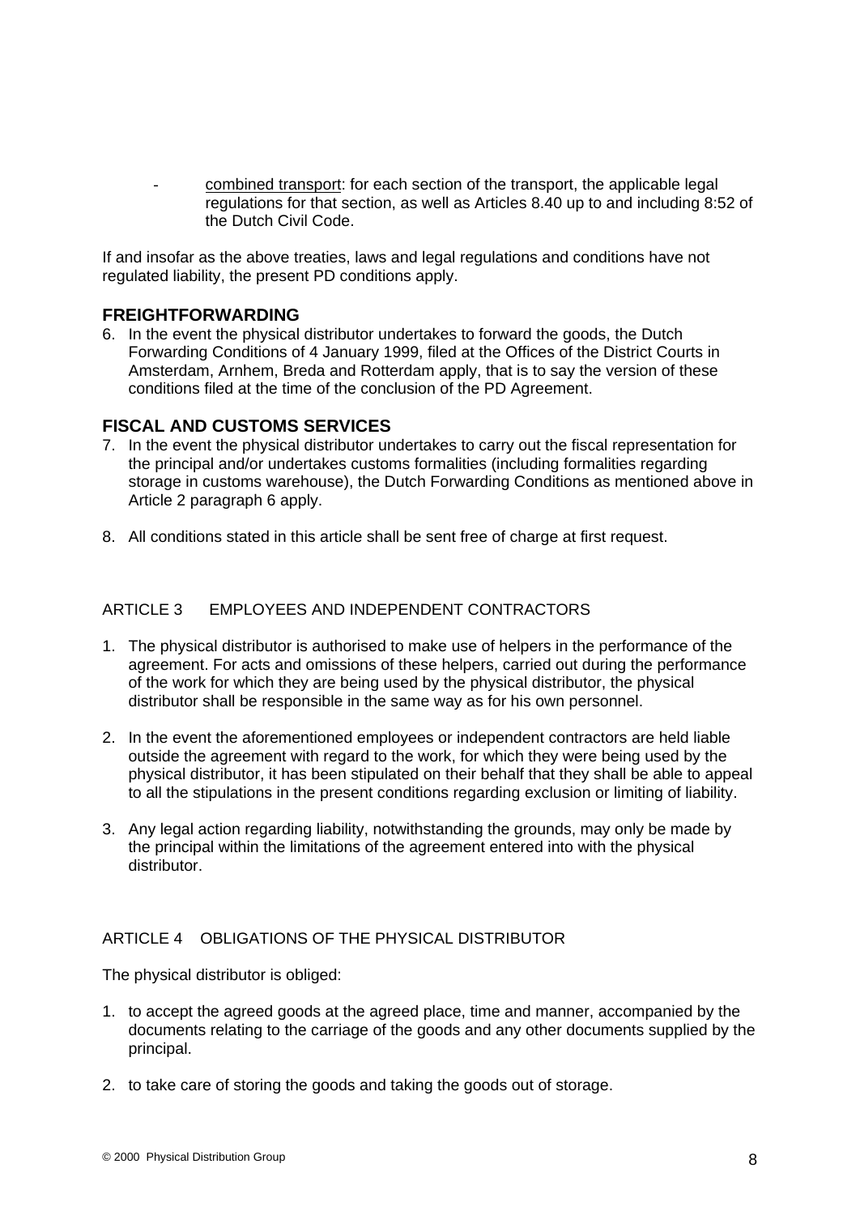- combined transport: for each section of the transport, the applicable legal regulations for that section, as well as Articles 8.40 up to and including 8:52 of the Dutch Civil Code.

If and insofar as the above treaties, laws and legal regulations and conditions have not regulated liability, the present PD conditions apply.

## FREIGHTFORWARDING

6. In the event the physical distributor undertakes to forward the goods, the Dutch Forwarding Conditions of 4 January 1999, filed at the Offices of the District Courts in Amsterdam, Arnhem, Breda and Rotterdam apply, that is to say the version of these conditions filed at the time of the conclusion of the PD Agreement.

## FISCAL AND CUSTOMS SERVICES

7. In the event the physical distributor undertakes to carry out the fiscal representation for the principal and/or undertakes customs formalities (including formalities regarding storage in customs warehouse), the Dutch Forwarding Conditions as mentioned above in Article 2 paragraph 6 apply.

8. All conditions stated in this article shall be sent free of charge at first request.

## ARTICLE 3 EMPLOYEES AND INDEPENDENT CONTRACTORS

1. The physical distributor is authorised to make use of helpers in the performance of the agreement. For acts and omissions of these helpers, carried out during the performance of the work for which they are being used by the physical distributor, the physical distributor shall be responsible in the same way as for his own personnel.

2. In the event the aforementioned employees or independent contractors are held liable outside the agreement with regard to the work, for which they were being used by the physical distributor, it has been stipulated on their behalf that they shall be able to appeal to all the stipulations in the present conditions regarding exclusion or limiting of liability.

3. Any legal action regarding liability, notwithstanding the grounds, may only be made by the principal within the limitations of the agreement entered into with the physical distributor.

## ARTICLE 4 OBLIGATIONS OF THE PHYSICAL DISTRIBUTOR

The physical distributor is obliged:

1. to accept the agreed goods at the agreed place, time and manner, accompanied by the documents relating to the carriage of the goods and any other documents supplied by the principal.

2. to take care of storing the goods and taking the goods out of storage.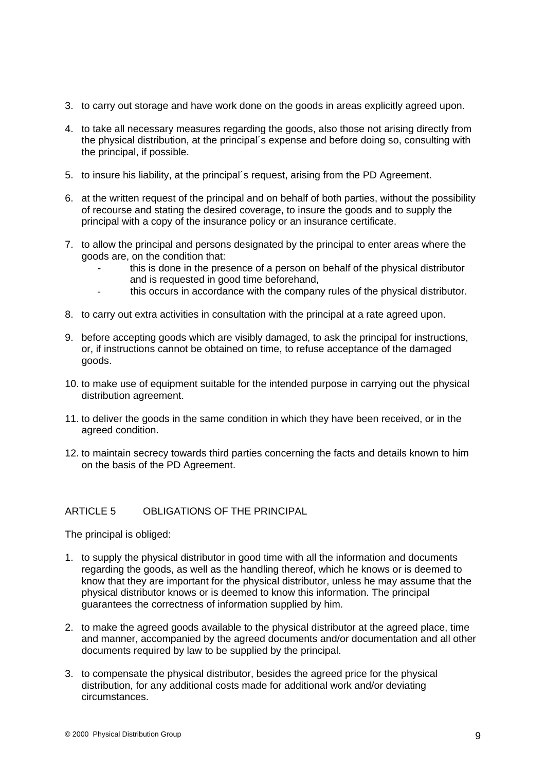3. to carry out storage and have work done on the goods in areas explicitly agreed upon.

4. to take all necessary measures regarding the goods, also those not arising directly from the physical distribution, at the principal´s expense and before doing so, consulting with the principal, if possible.

5. to insure his liability, at the principal´s request, arising from the PD Agreement.

6. at the written request of the principal and on behalf of both parties, without the possibility of recourse and stating the desired coverage, to insure the goods and to supply the principal with a copy of the insurance policy or an insurance certificate.

7. to allow the principal and persons designated by the principal to enter areas where the goods are, on the condition that:
   - this is done in the presence of a person on behalf of the physical distributor and is requested in good time beforehand,
   - this occurs in accordance with the company rules of the physical distributor.

8. to carry out extra activities in consultation with the principal at a rate agreed upon.

9. before accepting goods which are visibly damaged, to ask the principal for instructions, or, if instructions cannot be obtained on time, to refuse acceptance of the damaged goods.

10. to make use of equipment suitable for the intended purpose in carrying out the physical distribution agreement.

11. to deliver the goods in the same condition in which they have been received, or in the agreed condition.

12. to maintain secrecy towards third parties concerning the facts and details known to him on the basis of the PD Agreement.

## ARTICLE 5 OBLIGATIONS OF THE PRINCIPAL

The principal is obliged:

1. to supply the physical distributor in good time with all the information and documents regarding the goods, as well as the handling thereof, which he knows or is deemed to know that they are important for the physical distributor, unless he may assume that the physical distributor knows or is deemed to know this information. The principal guarantees the correctness of information supplied by him.

2. to make the agreed goods available to the physical distributor at the agreed place, time and manner, accompanied by the agreed documents and/or documentation and all other documents required by law to be supplied by the principal.

3. to compensate the physical distributor, besides the agreed price for the physical distribution, for any additional costs made for additional work and/or deviating circumstances.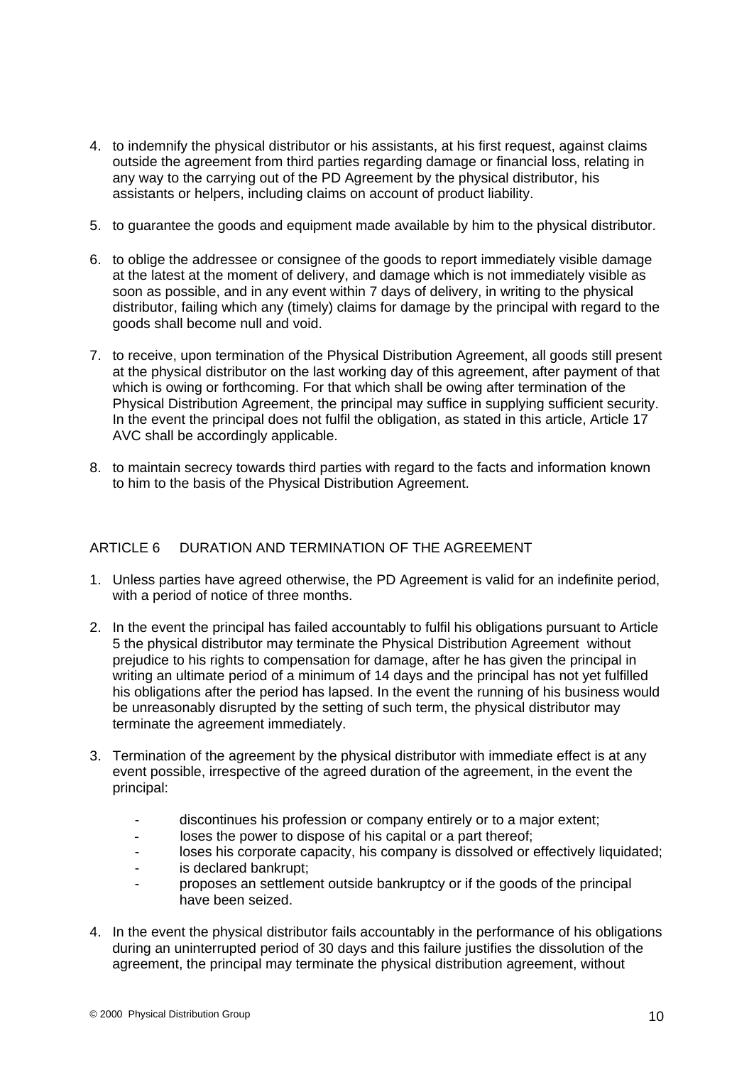4. to indemnify the physical distributor or his assistants, at his first request, against claims outside the agreement from third parties regarding damage or financial loss, relating in any way to the carrying out of the PD Agreement by the physical distributor, his assistants or helpers, including claims on account of product liability.

5. to guarantee the goods and equipment made available by him to the physical distributor.

6. to oblige the addressee or consignee of the goods to report immediately visible damage at the latest at the moment of delivery, and damage which is not immediately visible as soon as possible, and in any event within 7 days of delivery, in writing to the physical distributor, failing which any (timely) claims for damage by the principal with regard to the goods shall become null and void.

7. to receive, upon termination of the Physical Distribution Agreement, all goods still present at the physical distributor on the last working day of this agreement, after payment of that which is owing or forthcoming. For that which shall be owing after termination of the Physical Distribution Agreement, the principal may suffice in supplying sufficient security. In the event the principal does not fulfil the obligation, as stated in this article, Article 17 AVC shall be accordingly applicable.

8. to maintain secrecy towards third parties with regard to the facts and information known to him to the basis of the Physical Distribution Agreement.

## ARTICLE 6 DURATION AND TERMINATION OF THE AGREEMENT

1. Unless parties have agreed otherwise, the PD Agreement is valid for an indefinite period, with a period of notice of three months.

2. In the event the principal has failed accountably to fulfil his obligations pursuant to Article 5 the physical distributor may terminate the Physical Distribution Agreement without prejudice to his rights to compensation for damage, after he has given the principal in writing an ultimate period of a minimum of 14 days and the principal has not yet fulfilled his obligations after the period has lapsed. In the event the running of his business would be unreasonably disrupted by the setting of such term, the physical distributor may terminate the agreement immediately.

3. Termination of the agreement by the physical distributor with immediate effect is at any event possible, irrespective of the agreed duration of the agreement, in the event the principal:

   - discontinues his profession or company entirely or to a major extent;
   - loses the power to dispose of his capital or a part thereof;
   - loses his corporate capacity, his company is dissolved or effectively liquidated;
   - is declared bankrupt;
   - proposes an settlement outside bankruptcy or if the goods of the principal have been seized.

4. In the event the physical distributor fails accountably in the performance of his obligations during an uninterrupted period of 30 days and this failure justifies the dissolution of the agreement, the principal may terminate the physical distribution agreement, without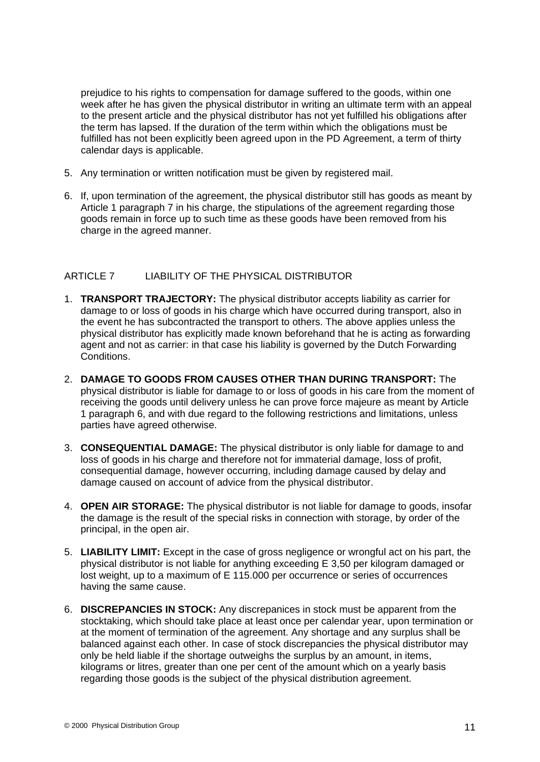prejudice to his rights to compensation for damage suffered to the goods, within one week after he has given the physical distributor in writing an ultimate term with an appeal to the present article and the physical distributor has not yet fulfilled his obligations after the term has lapsed. If the duration of the term within which the obligations must be fulfilled has not been explicitly been agreed upon in the PD Agreement, a term of thirty calendar days is applicable.

5. Any termination or written notification must be given by registered mail.

6. If, upon termination of the agreement, the physical distributor still has goods as meant by Article 1 paragraph 7 in his charge, the stipulations of the agreement regarding those goods remain in force up to such time as these goods have been removed from his charge in the agreed manner.

## ARTICLE 7 LIABILITY OF THE PHYSICAL DISTRIBUTOR

1. **TRANSPORT TRAJECTORY:** The physical distributor accepts liability as carrier for damage to or loss of goods in his charge which have occurred during transport, also in the event he has subcontracted the transport to others. The above applies unless the physical distributor has explicitly made known beforehand that he is acting as forwarding agent and not as carrier: in that case his liability is governed by the Dutch Forwarding Conditions.

2. **DAMAGE TO GOODS FROM CAUSES OTHER THAN DURING TRANSPORT:** The physical distributor is liable for damage to or loss of goods in his care from the moment of receiving the goods until delivery unless he can prove force majeure as meant by Article 1 paragraph 6, and with due regard to the following restrictions and limitations, unless parties have agreed otherwise.

3. **CONSEQUENTIAL DAMAGE:** The physical distributor is only liable for damage to and loss of goods in his charge and therefore not for immaterial damage, loss of profit, consequential damage, however occurring, including damage caused by delay and damage caused on account of advice from the physical distributor.

4. **OPEN AIR STORAGE:** The physical distributor is not liable for damage to goods, insofar the damage is the result of the special risks in connection with storage, by order of the principal, in the open air.

5. **LIABILITY LIMIT:** Except in the case of gross negligence or wrongful act on his part, the physical distributor is not liable for anything exceeding E 3,50 per kilogram damaged or lost weight, up to a maximum of E 115.000 per occurrence or series of occurrences having the same cause.

6. **DISCREPANCIES IN STOCK:** Any discrepanices in stock must be apparent from the stocktaking, which should take place at least once per calendar year, upon termination or at the moment of termination of the agreement. Any shortage and any surplus shall be balanced against each other. In case of stock discrepancies the physical distributor may only be held liable if the shortage outweighs the surplus by an amount, in items, kilograms or litres, greater than one per cent of the amount which on a yearly basis regarding those goods is the subject of the physical distribution agreement.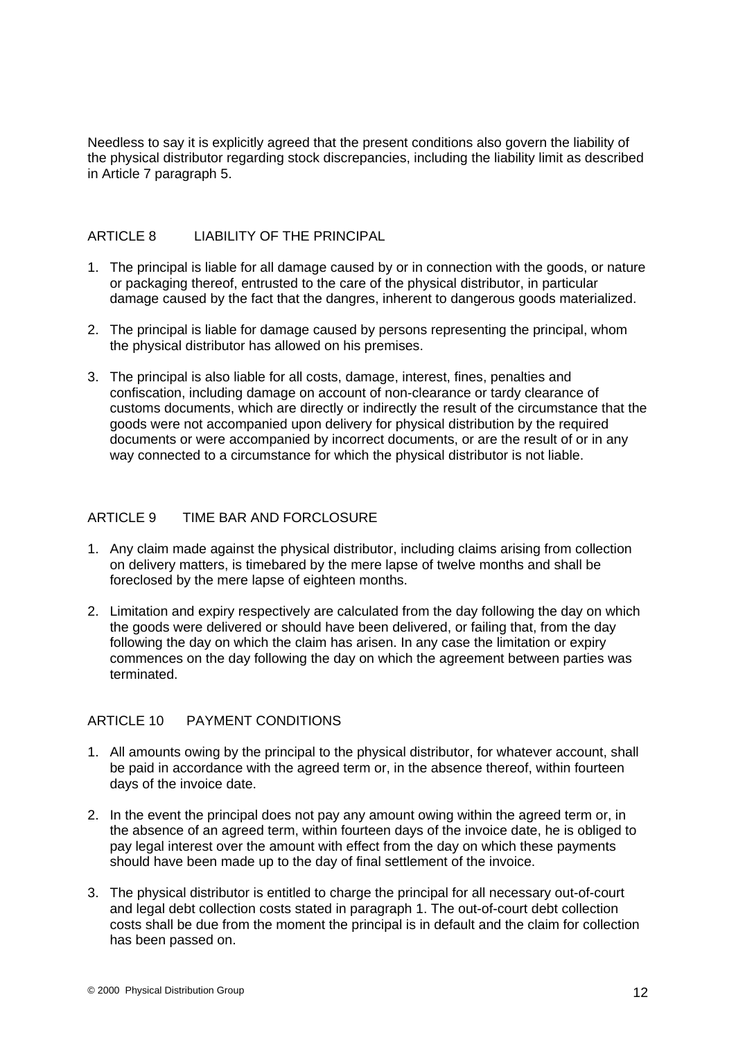Needless to say it is explicitly agreed that the present conditions also govern the liability of the physical distributor regarding stock discrepancies, including the liability limit as described in Article 7 paragraph 5.

## ARTICLE 8 LIABILITY OF THE PRINCIPAL

1. The principal is liable for all damage caused by or in connection with the goods, or nature or packaging thereof, entrusted to the care of the physical distributor, in particular damage caused by the fact that the dangres, inherent to dangerous goods materialized.
2. The principal is liable for damage caused by persons representing the principal, whom the physical distributor has allowed on his premises.
3. The principal is also liable for all costs, damage, interest, fines, penalties and confiscation, including damage on account of non-clearance or tardy clearance of customs documents, which are directly or indirectly the result of the circumstance that the goods were not accompanied upon delivery for physical distribution by the required documents or were accompanied by incorrect documents, or are the result of or in any way connected to a circumstance for which the physical distributor is not liable.

## ARTICLE 9 TIME BAR AND FORCLOSURE

1. Any claim made against the physical distributor, including claims arising from collection on delivery matters, is timebared by the mere lapse of twelve months and shall be foreclosed by the mere lapse of eighteen months.
2. Limitation and expiry respectively are calculated from the day following the day on which the goods were delivered or should have been delivered, or failing that, from the day following the day on which the claim has arisen. In any case the limitation or expiry commences on the day following the day on which the agreement between parties was terminated.

## ARTICLE 10 PAYMENT CONDITIONS

1. All amounts owing by the principal to the physical distributor, for whatever account, shall be paid in accordance with the agreed term or, in the absence thereof, within fourteen days of the invoice date.
2. In the event the principal does not pay any amount owing within the agreed term or, in the absence of an agreed term, within fourteen days of the invoice date, he is obliged to pay legal interest over the amount with effect from the day on which these payments should have been made up to the day of final settlement of the invoice.
3. The physical distributor is entitled to charge the principal for all necessary out-of-court and legal debt collection costs stated in paragraph 1. The out-of-court debt collection costs shall be due from the moment the principal is in default and the claim for collection has been passed on.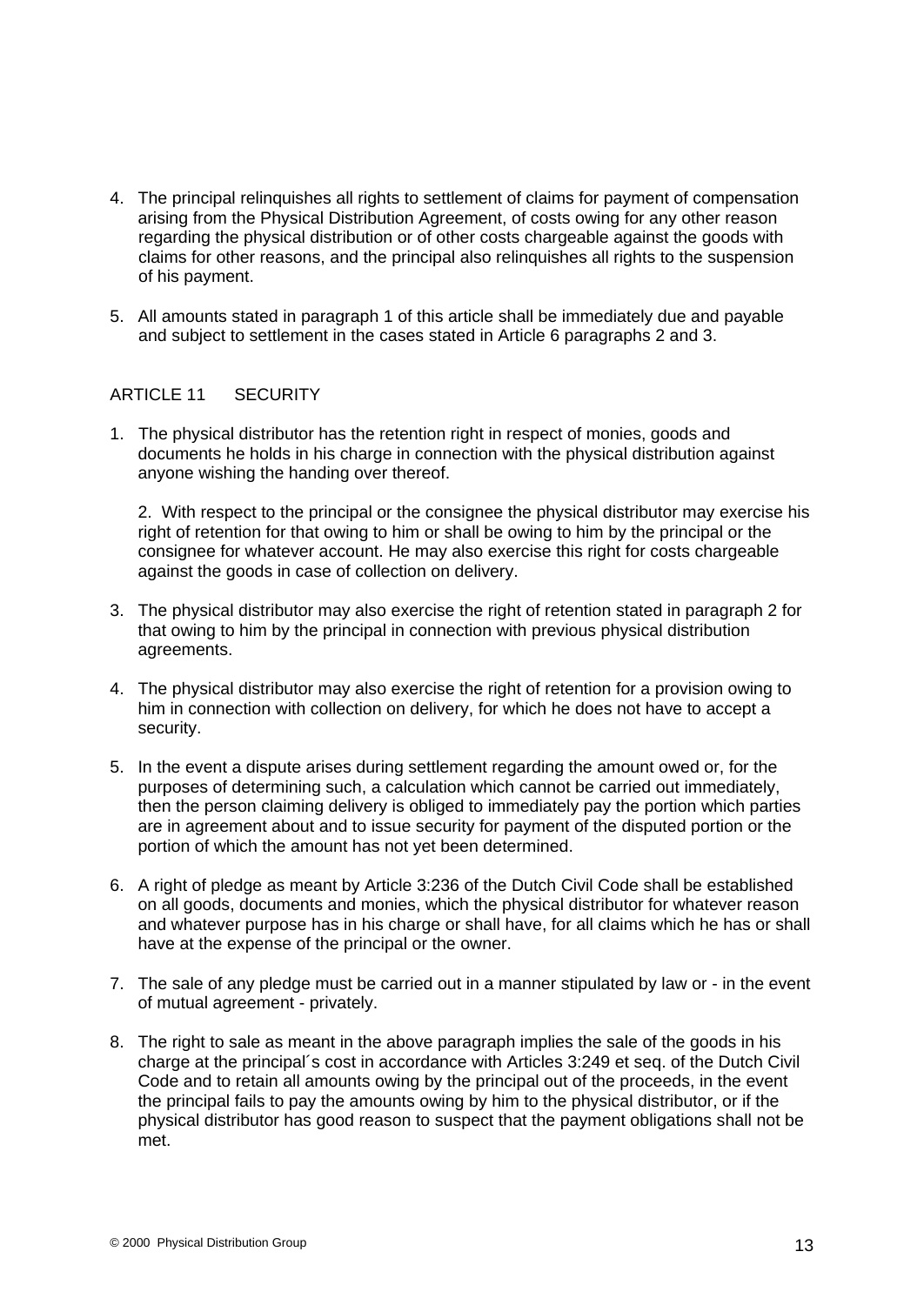4. The principal relinquishes all rights to settlement of claims for payment of compensation arising from the Physical Distribution Agreement, of costs owing for any other reason regarding the physical distribution or of other costs chargeable against the goods with claims for other reasons, and the principal also relinquishes all rights to the suspension of his payment.

5. All amounts stated in paragraph 1 of this article shall be immediately due and payable and subject to settlement in the cases stated in Article 6 paragraphs 2 and 3.

## ARTICLE 11 SECURITY

1. The physical distributor has the retention right in respect of monies, goods and documents he holds in his charge in connection with the physical distribution against anyone wishing the handing over thereof.

   2. With respect to the principal or the consignee the physical distributor may exercise his right of retention for that owing to him or shall be owing to him by the principal or the consignee for whatever account. He may also exercise this right for costs chargeable against the goods in case of collection on delivery.

3. The physical distributor may also exercise the right of retention stated in paragraph 2 for that owing to him by the principal in connection with previous physical distribution agreements.

4. The physical distributor may also exercise the right of retention for a provision owing to him in connection with collection on delivery, for which he does not have to accept a security.

5. In the event a dispute arises during settlement regarding the amount owed or, for the purposes of determining such, a calculation which cannot be carried out immediately, then the person claiming delivery is obliged to immediately pay the portion which parties are in agreement about and to issue security for payment of the disputed portion or the portion of which the amount has not yet been determined.

6. A right of pledge as meant by Article 3:236 of the Dutch Civil Code shall be established on all goods, documents and monies, which the physical distributor for whatever reason and whatever purpose has in his charge or shall have, for all claims which he has or shall have at the expense of the principal or the owner.

7. The sale of any pledge must be carried out in a manner stipulated by law or - in the event of mutual agreement - privately.

8. The right to sale as meant in the above paragraph implies the sale of the goods in his charge at the principal´s cost in accordance with Articles 3:249 et seq. of the Dutch Civil Code and to retain all amounts owing by the principal out of the proceeds, in the event the principal fails to pay the amounts owing by him to the physical distributor, or if the physical distributor has good reason to suspect that the payment obligations shall not be met.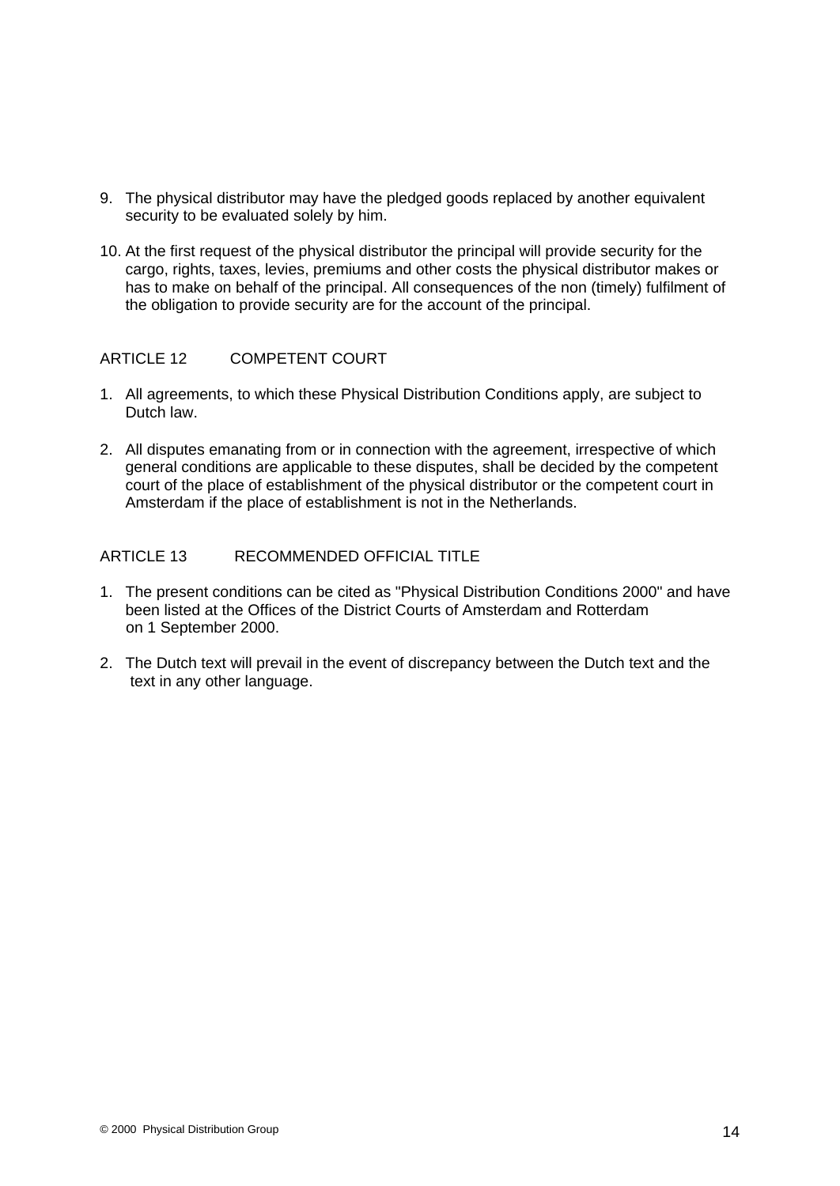9. The physical distributor may have the pledged goods replaced by another equivalent security to be evaluated solely by him.

10. At the first request of the physical distributor the principal will provide security for the cargo, rights, taxes, levies, premiums and other costs the physical distributor makes or has to make on behalf of the principal. All consequences of the non (timely) fulfilment of the obligation to provide security are for the account of the principal.

## ARTICLE 12 COMPETENT COURT

1. All agreements, to which these Physical Distribution Conditions apply, are subject to Dutch law.

2. All disputes emanating from or in connection with the agreement, irrespective of which general conditions are applicable to these disputes, shall be decided by the competent court of the place of establishment of the physical distributor or the competent court in Amsterdam if the place of establishment is not in the Netherlands.

## ARTICLE 13 RECOMMENDED OFFICIAL TITLE

1. The present conditions can be cited as "Physical Distribution Conditions 2000" and have been listed at the Offices of the District Courts of Amsterdam and Rotterdam on 1 September 2000.

2. The Dutch text will prevail in the event of discrepancy between the Dutch text and the text in any other language.